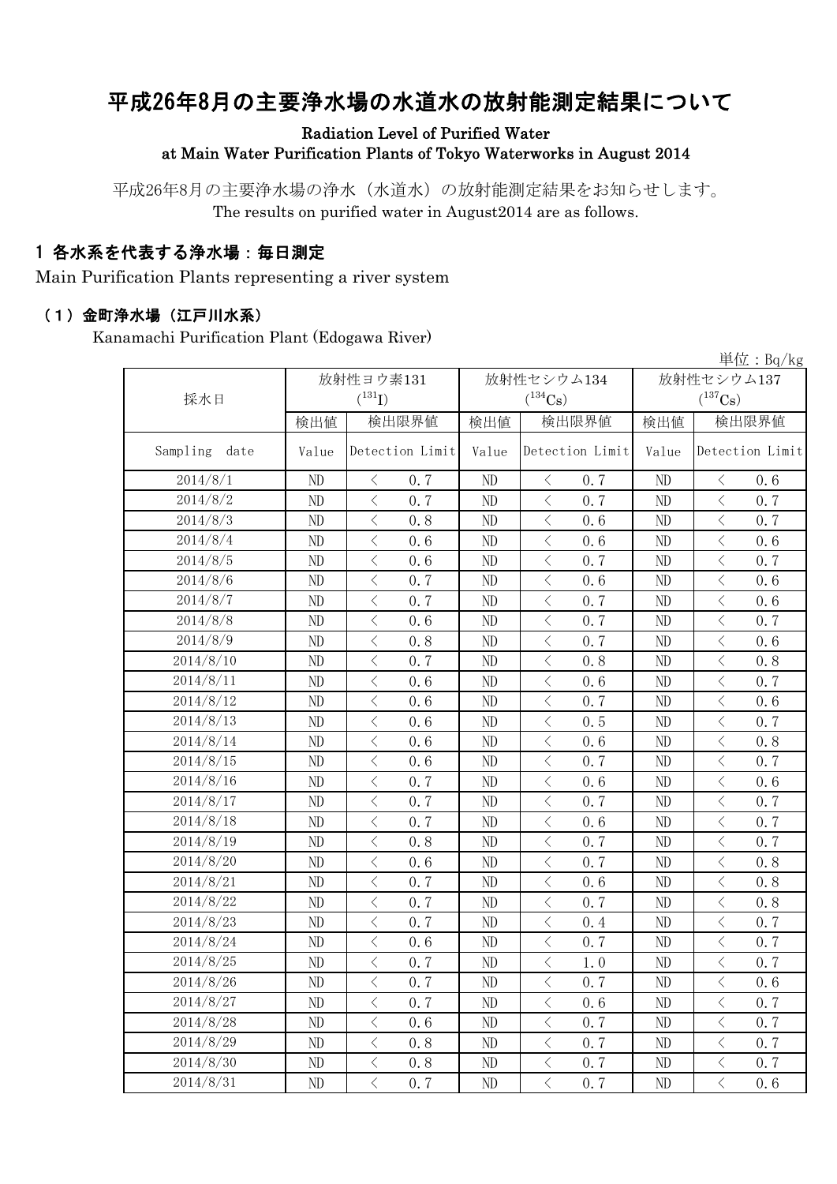# 平成26年8月の主要浄水場の水道水の放射能測定結果について

**Radiation Level of Purified Water at Main Water Purification Plants of Tokyo Waterworks in August 2014**

平成26年8月の主要浄水場の浄水（水道水）の放射能測定結果をお知らせします。
The results on purified water in August2014 are as follows.

## 1 各水系を代表する浄水場：毎日測定

Main Purification Plants representing a river system

### （1）金町浄水場（江戸川水系）

Kanamachi Purification Plant (Edogawa River)

単位：Bq/kg

| 採水日 | 放射性ヨウ素131 ($^{131}I$) | | 放射性セシウム134 ($^{134}Cs$) | | 放射性セシウム137 ($^{137}Cs$) | |
|---|---|---|---|---|---|---|
| | 検出値 | 検出限界値 | 検出値 | 検出限界値 | 検出値 | 検出限界値 |
| Sampling date | Value | Detection Limit | Value | Detection Limit | Value | Detection Limit |
| 2014/8/1 | ND | ＜ 0.7 | ND | ＜ 0.7 | ND | ＜ 0.6 |
| 2014/8/2 | ND | ＜ 0.7 | ND | ＜ 0.7 | ND | ＜ 0.7 |
| 2014/8/3 | ND | ＜ 0.8 | ND | ＜ 0.6 | ND | ＜ 0.7 |
| 2014/8/4 | ND | ＜ 0.6 | ND | ＜ 0.6 | ND | ＜ 0.6 |
| 2014/8/5 | ND | ＜ 0.6 | ND | ＜ 0.7 | ND | ＜ 0.7 |
| 2014/8/6 | ND | ＜ 0.7 | ND | ＜ 0.6 | ND | ＜ 0.6 |
| 2014/8/7 | ND | ＜ 0.7 | ND | ＜ 0.7 | ND | ＜ 0.6 |
| 2014/8/8 | ND | ＜ 0.6 | ND | ＜ 0.7 | ND | ＜ 0.7 |
| 2014/8/9 | ND | ＜ 0.8 | ND | ＜ 0.7 | ND | ＜ 0.6 |
| 2014/8/10 | ND | ＜ 0.7 | ND | ＜ 0.8 | ND | ＜ 0.8 |
| 2014/8/11 | ND | ＜ 0.6 | ND | ＜ 0.6 | ND | ＜ 0.7 |
| 2014/8/12 | ND | ＜ 0.6 | ND | ＜ 0.7 | ND | ＜ 0.6 |
| 2014/8/13 | ND | ＜ 0.6 | ND | ＜ 0.5 | ND | ＜ 0.7 |
| 2014/8/14 | ND | ＜ 0.6 | ND | ＜ 0.6 | ND | ＜ 0.8 |
| 2014/8/15 | ND | ＜ 0.6 | ND | ＜ 0.7 | ND | ＜ 0.7 |
| 2014/8/16 | ND | ＜ 0.7 | ND | ＜ 0.6 | ND | ＜ 0.6 |
| 2014/8/17 | ND | ＜ 0.7 | ND | ＜ 0.7 | ND | ＜ 0.7 |
| 2014/8/18 | ND | ＜ 0.7 | ND | ＜ 0.6 | ND | ＜ 0.7 |
| 2014/8/19 | ND | ＜ 0.8 | ND | ＜ 0.7 | ND | ＜ 0.7 |
| 2014/8/20 | ND | ＜ 0.6 | ND | ＜ 0.7 | ND | ＜ 0.8 |
| 2014/8/21 | ND | ＜ 0.7 | ND | ＜ 0.6 | ND | ＜ 0.8 |
| 2014/8/22 | ND | ＜ 0.7 | ND | ＜ 0.7 | ND | ＜ 0.8 |
| 2014/8/23 | ND | ＜ 0.7 | ND | ＜ 0.4 | ND | ＜ 0.7 |
| 2014/8/24 | ND | ＜ 0.6 | ND | ＜ 0.7 | ND | ＜ 0.7 |
| 2014/8/25 | ND | ＜ 0.7 | ND | ＜ 1.0 | ND | ＜ 0.7 |
| 2014/8/26 | ND | ＜ 0.7 | ND | ＜ 0.7 | ND | ＜ 0.6 |
| 2014/8/27 | ND | ＜ 0.7 | ND | ＜ 0.6 | ND | ＜ 0.7 |
| 2014/8/28 | ND | ＜ 0.6 | ND | ＜ 0.7 | ND | ＜ 0.7 |
| 2014/8/29 | ND | ＜ 0.8 | ND | ＜ 0.7 | ND | ＜ 0.7 |
| 2014/8/30 | ND | ＜ 0.8 | ND | ＜ 0.7 | ND | ＜ 0.7 |
| 2014/8/31 | ND | ＜ 0.7 | ND | ＜ 0.7 | ND | ＜ 0.6 |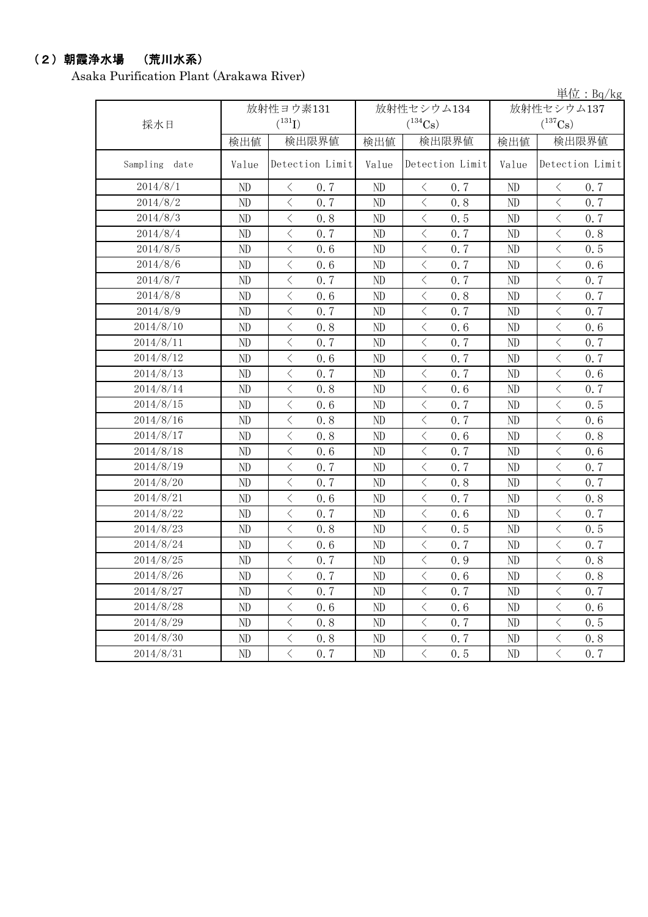## （2）朝霞浄水場　（荒川水系）

Asaka Purification Plant (Arakawa River)

単位：Bq/kg

| 採水日 | 放射性ヨウ素131 ($^{131}I$) | | 放射性セシウム134 ($^{134}Cs$) | | 放射性セシウム137 ($^{137}Cs$) | |
|---|---|---|---|---|---|---|
| | 検出値 | 検出限界値 | 検出値 | 検出限界値 | 検出値 | 検出限界値 |
| Sampling date | Value | Detection Limit | Value | Detection Limit | Value | Detection Limit |
| 2014/8/1 | ND | ＜ 0.7 | ND | ＜ 0.7 | ND | ＜ 0.7 |
| 2014/8/2 | ND | ＜ 0.7 | ND | ＜ 0.8 | ND | ＜ 0.7 |
| 2014/8/3 | ND | ＜ 0.8 | ND | ＜ 0.5 | ND | ＜ 0.7 |
| 2014/8/4 | ND | ＜ 0.7 | ND | ＜ 0.7 | ND | ＜ 0.8 |
| 2014/8/5 | ND | ＜ 0.6 | ND | ＜ 0.7 | ND | ＜ 0.5 |
| 2014/8/6 | ND | ＜ 0.6 | ND | ＜ 0.7 | ND | ＜ 0.6 |
| 2014/8/7 | ND | ＜ 0.7 | ND | ＜ 0.7 | ND | ＜ 0.7 |
| 2014/8/8 | ND | ＜ 0.6 | ND | ＜ 0.8 | ND | ＜ 0.7 |
| 2014/8/9 | ND | ＜ 0.7 | ND | ＜ 0.7 | ND | ＜ 0.7 |
| 2014/8/10 | ND | ＜ 0.8 | ND | ＜ 0.6 | ND | ＜ 0.6 |
| 2014/8/11 | ND | ＜ 0.7 | ND | ＜ 0.7 | ND | ＜ 0.7 |
| 2014/8/12 | ND | ＜ 0.6 | ND | ＜ 0.7 | ND | ＜ 0.7 |
| 2014/8/13 | ND | ＜ 0.7 | ND | ＜ 0.7 | ND | ＜ 0.6 |
| 2014/8/14 | ND | ＜ 0.8 | ND | ＜ 0.6 | ND | ＜ 0.7 |
| 2014/8/15 | ND | ＜ 0.6 | ND | ＜ 0.7 | ND | ＜ 0.5 |
| 2014/8/16 | ND | ＜ 0.8 | ND | ＜ 0.7 | ND | ＜ 0.6 |
| 2014/8/17 | ND | ＜ 0.8 | ND | ＜ 0.6 | ND | ＜ 0.8 |
| 2014/8/18 | ND | ＜ 0.6 | ND | ＜ 0.7 | ND | ＜ 0.6 |
| 2014/8/19 | ND | ＜ 0.7 | ND | ＜ 0.7 | ND | ＜ 0.7 |
| 2014/8/20 | ND | ＜ 0.7 | ND | ＜ 0.8 | ND | ＜ 0.7 |
| 2014/8/21 | ND | ＜ 0.6 | ND | ＜ 0.7 | ND | ＜ 0.8 |
| 2014/8/22 | ND | ＜ 0.7 | ND | ＜ 0.6 | ND | ＜ 0.7 |
| 2014/8/23 | ND | ＜ 0.8 | ND | ＜ 0.5 | ND | ＜ 0.5 |
| 2014/8/24 | ND | ＜ 0.6 | ND | ＜ 0.7 | ND | ＜ 0.7 |
| 2014/8/25 | ND | ＜ 0.7 | ND | ＜ 0.9 | ND | ＜ 0.8 |
| 2014/8/26 | ND | ＜ 0.7 | ND | ＜ 0.6 | ND | ＜ 0.8 |
| 2014/8/27 | ND | ＜ 0.7 | ND | ＜ 0.7 | ND | ＜ 0.7 |
| 2014/8/28 | ND | ＜ 0.6 | ND | ＜ 0.6 | ND | ＜ 0.6 |
| 2014/8/29 | ND | ＜ 0.8 | ND | ＜ 0.7 | ND | ＜ 0.5 |
| 2014/8/30 | ND | ＜ 0.8 | ND | ＜ 0.7 | ND | ＜ 0.8 |
| 2014/8/31 | ND | ＜ 0.7 | ND | ＜ 0.5 | ND | ＜ 0.7 |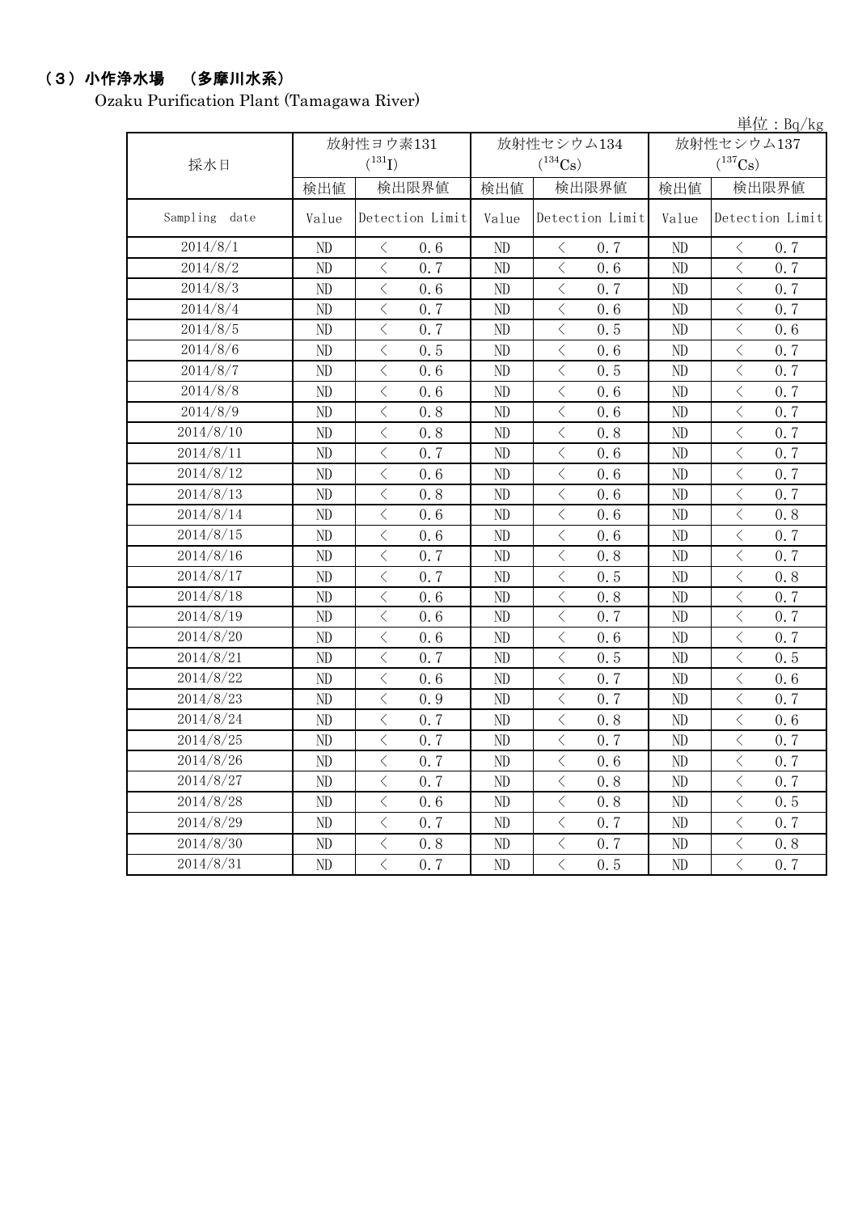## （3）小作浄水場　（多摩川水系）

Ozaku Purification Plant (Tamagawa River)

単位：Bq/kg

| 採水日 | 放射性ヨウ素131 ($^{131}I$) | | 放射性セシウム134 ($^{134}Cs$) | | 放射性セシウム137 ($^{137}Cs$) | |
|---|---|---|---|---|---|---|
| | 検出値 | 検出限界値 | 検出値 | 検出限界値 | 検出値 | 検出限界値 |
| Sampling date | Value | Detection Limit | Value | Detection Limit | Value | Detection Limit |
| 2014/8/1 | ND | ＜ 0.6 | ND | ＜ 0.7 | ND | ＜ 0.7 |
| 2014/8/2 | ND | ＜ 0.7 | ND | ＜ 0.6 | ND | ＜ 0.7 |
| 2014/8/3 | ND | ＜ 0.6 | ND | ＜ 0.7 | ND | ＜ 0.7 |
| 2014/8/4 | ND | ＜ 0.7 | ND | ＜ 0.6 | ND | ＜ 0.7 |
| 2014/8/5 | ND | ＜ 0.7 | ND | ＜ 0.5 | ND | ＜ 0.6 |
| 2014/8/6 | ND | ＜ 0.5 | ND | ＜ 0.6 | ND | ＜ 0.7 |
| 2014/8/7 | ND | ＜ 0.6 | ND | ＜ 0.5 | ND | ＜ 0.7 |
| 2014/8/8 | ND | ＜ 0.6 | ND | ＜ 0.6 | ND | ＜ 0.7 |
| 2014/8/9 | ND | ＜ 0.8 | ND | ＜ 0.6 | ND | ＜ 0.7 |
| 2014/8/10 | ND | ＜ 0.8 | ND | ＜ 0.8 | ND | ＜ 0.7 |
| 2014/8/11 | ND | ＜ 0.7 | ND | ＜ 0.6 | ND | ＜ 0.7 |
| 2014/8/12 | ND | ＜ 0.6 | ND | ＜ 0.6 | ND | ＜ 0.7 |
| 2014/8/13 | ND | ＜ 0.8 | ND | ＜ 0.6 | ND | ＜ 0.7 |
| 2014/8/14 | ND | ＜ 0.6 | ND | ＜ 0.6 | ND | ＜ 0.8 |
| 2014/8/15 | ND | ＜ 0.6 | ND | ＜ 0.6 | ND | ＜ 0.7 |
| 2014/8/16 | ND | ＜ 0.7 | ND | ＜ 0.8 | ND | ＜ 0.7 |
| 2014/8/17 | ND | ＜ 0.7 | ND | ＜ 0.5 | ND | ＜ 0.8 |
| 2014/8/18 | ND | ＜ 0.6 | ND | ＜ 0.8 | ND | ＜ 0.7 |
| 2014/8/19 | ND | ＜ 0.6 | ND | ＜ 0.7 | ND | ＜ 0.7 |
| 2014/8/20 | ND | ＜ 0.6 | ND | ＜ 0.6 | ND | ＜ 0.7 |
| 2014/8/21 | ND | ＜ 0.7 | ND | ＜ 0.5 | ND | ＜ 0.5 |
| 2014/8/22 | ND | ＜ 0.6 | ND | ＜ 0.7 | ND | ＜ 0.6 |
| 2014/8/23 | ND | ＜ 0.9 | ND | ＜ 0.7 | ND | ＜ 0.7 |
| 2014/8/24 | ND | ＜ 0.7 | ND | ＜ 0.8 | ND | ＜ 0.6 |
| 2014/8/25 | ND | ＜ 0.7 | ND | ＜ 0.7 | ND | ＜ 0.7 |
| 2014/8/26 | ND | ＜ 0.7 | ND | ＜ 0.6 | ND | ＜ 0.7 |
| 2014/8/27 | ND | ＜ 0.7 | ND | ＜ 0.8 | ND | ＜ 0.7 |
| 2014/8/28 | ND | ＜ 0.6 | ND | ＜ 0.8 | ND | ＜ 0.5 |
| 2014/8/29 | ND | ＜ 0.7 | ND | ＜ 0.7 | ND | ＜ 0.7 |
| 2014/8/30 | ND | ＜ 0.8 | ND | ＜ 0.7 | ND | ＜ 0.8 |
| 2014/8/31 | ND | ＜ 0.7 | ND | ＜ 0.5 | ND | ＜ 0.7 |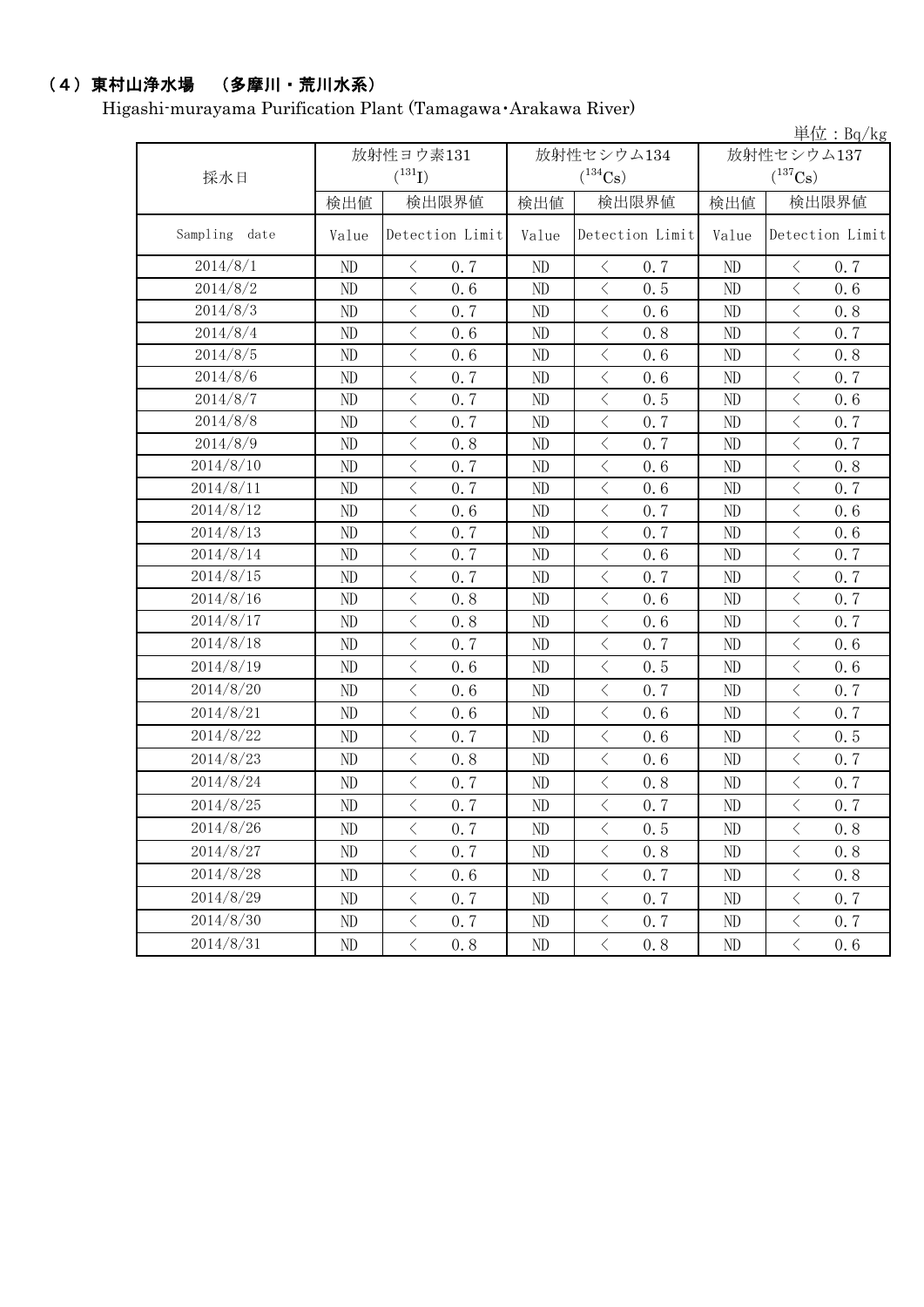## （4）東村山浄水場　（多摩川・荒川水系）

Higashi-murayama Purification Plant (Tamagawa･Arakawa River)

単位：Bq/kg

| 採水日 | 放射性ヨウ素131 ($^{131}I$) | | 放射性セシウム134 ($^{134}Cs$) | | 放射性セシウム137 ($^{137}Cs$) | |
|---|---|---|---|---|---|---|
| | 検出値 | 検出限界値 | 検出値 | 検出限界値 | 検出値 | 検出限界値 |
| Sampling date | Value | Detection Limit | Value | Detection Limit | Value | Detection Limit |
| 2014/8/1 | ND | ＜ 0.7 | ND | ＜ 0.7 | ND | ＜ 0.7 |
| 2014/8/2 | ND | ＜ 0.6 | ND | ＜ 0.5 | ND | ＜ 0.6 |
| 2014/8/3 | ND | ＜ 0.7 | ND | ＜ 0.6 | ND | ＜ 0.8 |
| 2014/8/4 | ND | ＜ 0.6 | ND | ＜ 0.8 | ND | ＜ 0.7 |
| 2014/8/5 | ND | ＜ 0.6 | ND | ＜ 0.6 | ND | ＜ 0.8 |
| 2014/8/6 | ND | ＜ 0.7 | ND | ＜ 0.6 | ND | ＜ 0.7 |
| 2014/8/7 | ND | ＜ 0.7 | ND | ＜ 0.5 | ND | ＜ 0.6 |
| 2014/8/8 | ND | ＜ 0.7 | ND | ＜ 0.7 | ND | ＜ 0.7 |
| 2014/8/9 | ND | ＜ 0.8 | ND | ＜ 0.7 | ND | ＜ 0.7 |
| 2014/8/10 | ND | ＜ 0.7 | ND | ＜ 0.6 | ND | ＜ 0.8 |
| 2014/8/11 | ND | ＜ 0.7 | ND | ＜ 0.6 | ND | ＜ 0.7 |
| 2014/8/12 | ND | ＜ 0.6 | ND | ＜ 0.7 | ND | ＜ 0.6 |
| 2014/8/13 | ND | ＜ 0.7 | ND | ＜ 0.7 | ND | ＜ 0.6 |
| 2014/8/14 | ND | ＜ 0.7 | ND | ＜ 0.6 | ND | ＜ 0.7 |
| 2014/8/15 | ND | ＜ 0.7 | ND | ＜ 0.7 | ND | ＜ 0.7 |
| 2014/8/16 | ND | ＜ 0.8 | ND | ＜ 0.6 | ND | ＜ 0.7 |
| 2014/8/17 | ND | ＜ 0.8 | ND | ＜ 0.6 | ND | ＜ 0.7 |
| 2014/8/18 | ND | ＜ 0.7 | ND | ＜ 0.7 | ND | ＜ 0.6 |
| 2014/8/19 | ND | ＜ 0.6 | ND | ＜ 0.5 | ND | ＜ 0.6 |
| 2014/8/20 | ND | ＜ 0.6 | ND | ＜ 0.7 | ND | ＜ 0.7 |
| 2014/8/21 | ND | ＜ 0.6 | ND | ＜ 0.6 | ND | ＜ 0.7 |
| 2014/8/22 | ND | ＜ 0.7 | ND | ＜ 0.6 | ND | ＜ 0.5 |
| 2014/8/23 | ND | ＜ 0.8 | ND | ＜ 0.6 | ND | ＜ 0.7 |
| 2014/8/24 | ND | ＜ 0.7 | ND | ＜ 0.8 | ND | ＜ 0.7 |
| 2014/8/25 | ND | ＜ 0.7 | ND | ＜ 0.7 | ND | ＜ 0.7 |
| 2014/8/26 | ND | ＜ 0.7 | ND | ＜ 0.5 | ND | ＜ 0.8 |
| 2014/8/27 | ND | ＜ 0.7 | ND | ＜ 0.8 | ND | ＜ 0.8 |
| 2014/8/28 | ND | ＜ 0.6 | ND | ＜ 0.7 | ND | ＜ 0.8 |
| 2014/8/29 | ND | ＜ 0.7 | ND | ＜ 0.7 | ND | ＜ 0.7 |
| 2014/8/30 | ND | ＜ 0.7 | ND | ＜ 0.7 | ND | ＜ 0.7 |
| 2014/8/31 | ND | ＜ 0.8 | ND | ＜ 0.8 | ND | ＜ 0.6 |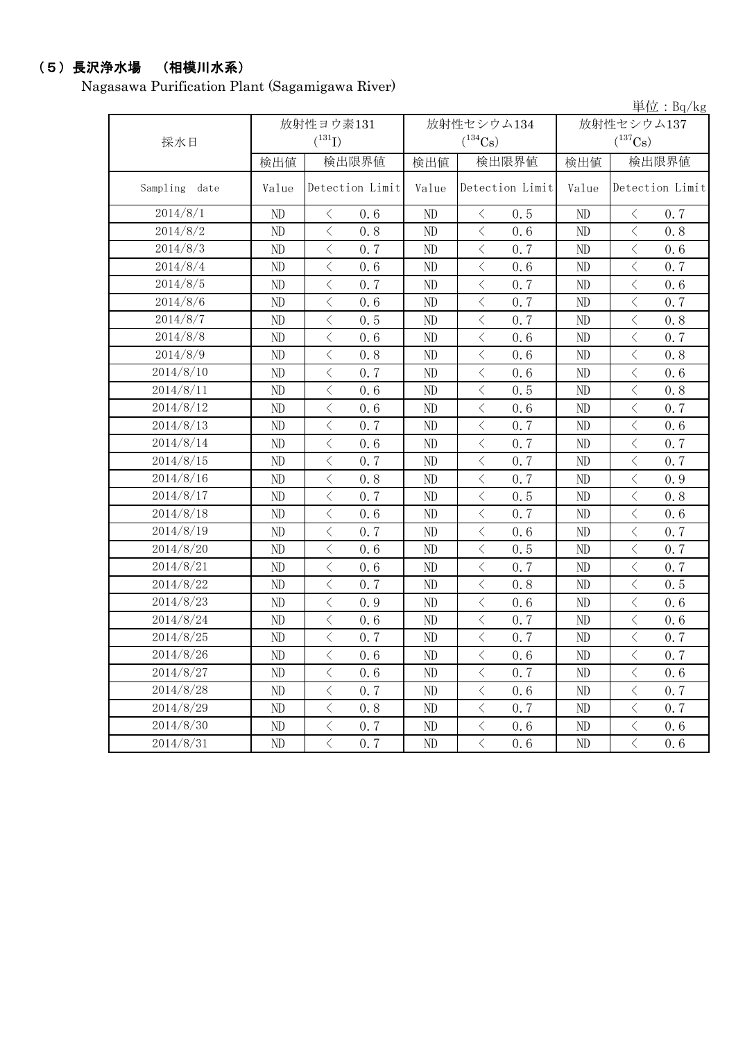## （5）長沢浄水場 （相模川水系）

Nagasawa Purification Plant (Sagamigawa River)

単位：Bq/kg

| 採水日 | 放射性ヨウ素131 ($^{131}I$) | | 放射性セシウム134 ($^{134}Cs$) | | 放射性セシウム137 ($^{137}Cs$) | |
|---|---|---|---|---|---|---|
| | 検出値 | 検出限界値 | 検出値 | 検出限界値 | 検出値 | 検出限界値 |
| Sampling date | Value | Detection Limit | Value | Detection Limit | Value | Detection Limit |
| 2014/8/1 | ND | < 0.6 | ND | < 0.5 | ND | < 0.7 |
| 2014/8/2 | ND | < 0.8 | ND | < 0.6 | ND | < 0.8 |
| 2014/8/3 | ND | < 0.7 | ND | < 0.7 | ND | < 0.6 |
| 2014/8/4 | ND | < 0.6 | ND | < 0.6 | ND | < 0.7 |
| 2014/8/5 | ND | < 0.7 | ND | < 0.7 | ND | < 0.6 |
| 2014/8/6 | ND | < 0.6 | ND | < 0.7 | ND | < 0.7 |
| 2014/8/7 | ND | < 0.5 | ND | < 0.7 | ND | < 0.8 |
| 2014/8/8 | ND | < 0.6 | ND | < 0.6 | ND | < 0.7 |
| 2014/8/9 | ND | < 0.8 | ND | < 0.6 | ND | < 0.8 |
| 2014/8/10 | ND | < 0.7 | ND | < 0.6 | ND | < 0.6 |
| 2014/8/11 | ND | < 0.6 | ND | < 0.5 | ND | < 0.8 |
| 2014/8/12 | ND | < 0.6 | ND | < 0.6 | ND | < 0.7 |
| 2014/8/13 | ND | < 0.7 | ND | < 0.7 | ND | < 0.6 |
| 2014/8/14 | ND | < 0.6 | ND | < 0.7 | ND | < 0.7 |
| 2014/8/15 | ND | < 0.7 | ND | < 0.7 | ND | < 0.7 |
| 2014/8/16 | ND | < 0.8 | ND | < 0.7 | ND | < 0.9 |
| 2014/8/17 | ND | < 0.7 | ND | < 0.5 | ND | < 0.8 |
| 2014/8/18 | ND | < 0.6 | ND | < 0.7 | ND | < 0.6 |
| 2014/8/19 | ND | < 0.7 | ND | < 0.6 | ND | < 0.7 |
| 2014/8/20 | ND | < 0.6 | ND | < 0.5 | ND | < 0.7 |
| 2014/8/21 | ND | < 0.6 | ND | < 0.7 | ND | < 0.7 |
| 2014/8/22 | ND | < 0.7 | ND | < 0.8 | ND | < 0.5 |
| 2014/8/23 | ND | < 0.9 | ND | < 0.6 | ND | < 0.6 |
| 2014/8/24 | ND | < 0.6 | ND | < 0.7 | ND | < 0.6 |
| 2014/8/25 | ND | < 0.7 | ND | < 0.7 | ND | < 0.7 |
| 2014/8/26 | ND | < 0.6 | ND | < 0.6 | ND | < 0.7 |
| 2014/8/27 | ND | < 0.6 | ND | < 0.7 | ND | < 0.6 |
| 2014/8/28 | ND | < 0.7 | ND | < 0.6 | ND | < 0.7 |
| 2014/8/29 | ND | < 0.8 | ND | < 0.7 | ND | < 0.7 |
| 2014/8/30 | ND | < 0.7 | ND | < 0.6 | ND | < 0.6 |
| 2014/8/31 | ND | < 0.7 | ND | < 0.6 | ND | < 0.6 |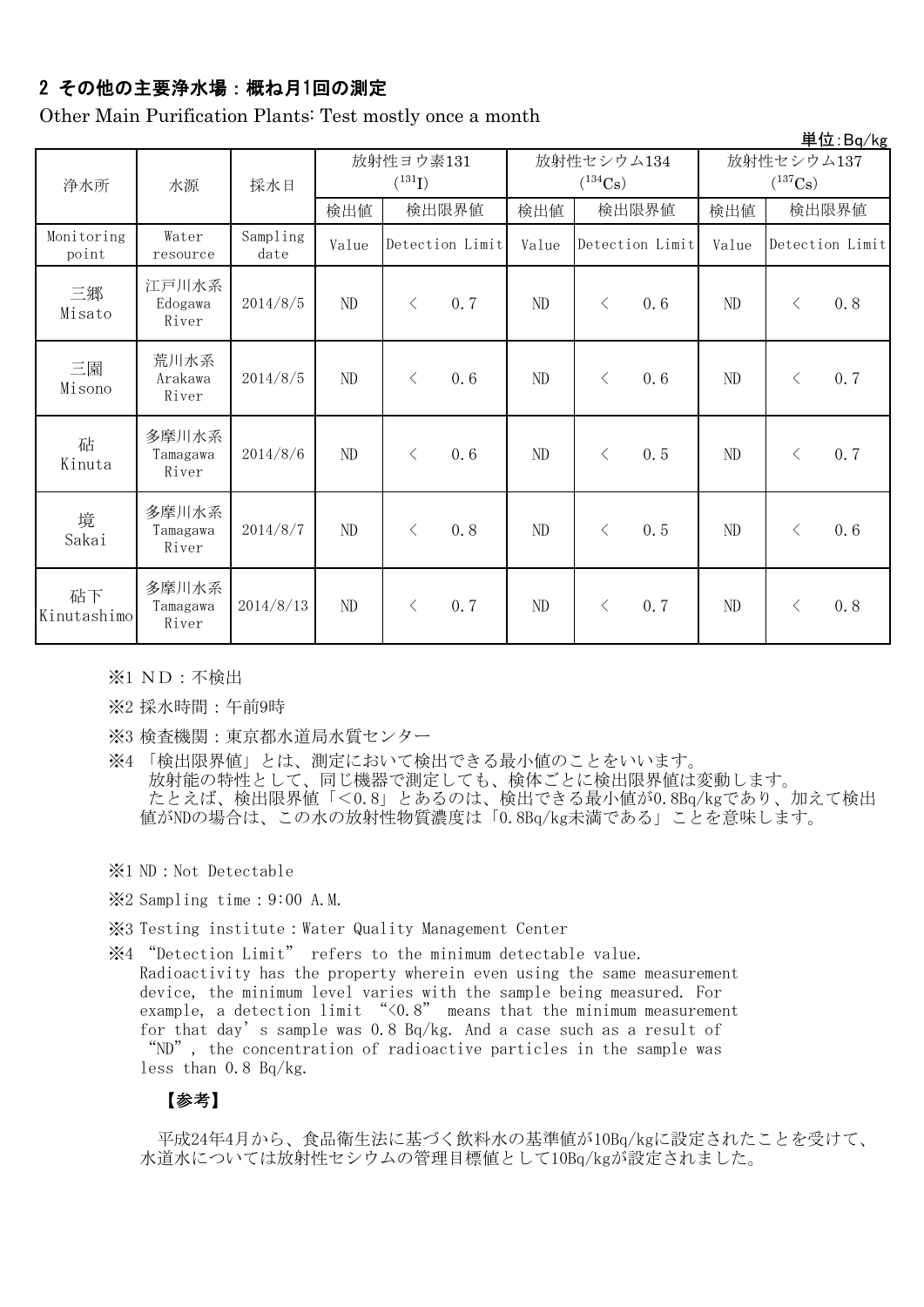## 2 その他の主要浄水場：概ね月1回の測定

Other Main Purification Plants: Test mostly once a month

単位：Bq/kg

| 浄水所 | 水源 | 採水日 | 放射性ヨウ素131 ($^{131}I$) | | 放射性セシウム134 ($^{134}Cs$) | | 放射性セシウム137 ($^{137}Cs$) | |
|---|---|---|---|---|---|---|---|---|
| | | | 検出値 | 検出限界値 | 検出値 | 検出限界値 | 検出値 | 検出限界値 |
| Monitoring point | Water resource | Sampling date | Value | Detection Limit | Value | Detection Limit | Value | Detection Limit |
| 三郷 Misato | 江戸川水系 Edogawa River | 2014/8/5 | ND | ＜ 0.7 | ND | ＜ 0.6 | ND | ＜ 0.8 |
| 三園 Misono | 荒川水系 Arakawa River | 2014/8/5 | ND | ＜ 0.6 | ND | ＜ 0.6 | ND | ＜ 0.7 |
| 砧 Kinuta | 多摩川水系 Tamagawa River | 2014/8/6 | ND | ＜ 0.6 | ND | ＜ 0.5 | ND | ＜ 0.7 |
| 境 Sakai | 多摩川水系 Tamagawa River | 2014/8/7 | ND | ＜ 0.8 | ND | ＜ 0.5 | ND | ＜ 0.6 |
| 砧下 Kinutashimo | 多摩川水系 Tamagawa River | 2014/8/13 | ND | ＜ 0.7 | ND | ＜ 0.7 | ND | ＜ 0.8 |

※1 ＮＤ：不検出

※2 採水時間：午前9時

※3 検査機関：東京都水道局水質センター

※4 「検出限界値」とは、測定において検出できる最小値のことをいいます。
放射能の特性として、同じ機器で測定しても、検体ごとに検出限界値は変動します。
たとえば、検出限界値「＜0.8」とあるのは、検出できる最小値が0.8Bq/kgであり、加えて検出値がNDの場合は、この水の放射性物質濃度は「0.8Bq/kg未満である」ことを意味します。

※1 ND：Not Detectable

※2 Sampling time：9:00 A.M.

※3 Testing institute：Water Quality Management Center

※4 "Detection Limit" refers to the minimum detectable value.
Radioactivity has the property wherein even using the same measurement device, the minimum level varies with the sample being measured. For example, a detection limit "<0.8" means that the minimum measurement for that day's sample was 0.8 Bq/kg. And a case such as a result of "ND", the concentration of radioactive particles in the sample was less than 0.8 Bq/kg.

**【参考】**

平成24年4月から、食品衛生法に基づく飲料水の基準値が10Bq/kgに設定されたことを受けて、水道水については放射性セシウムの管理目標値として10Bq/kgが設定されました。